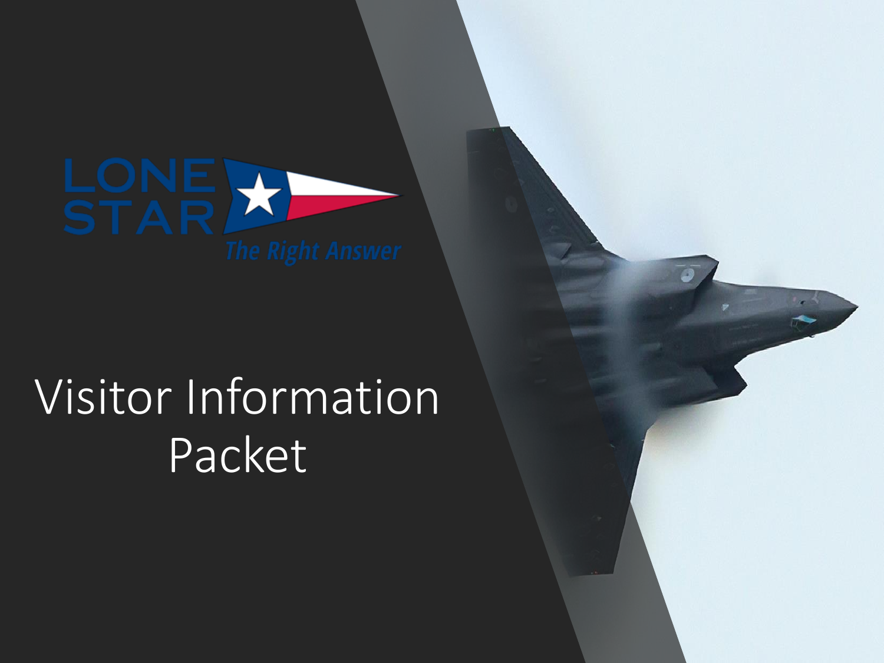LONE STAR

*The Right Answer*

# Visitor Information Packet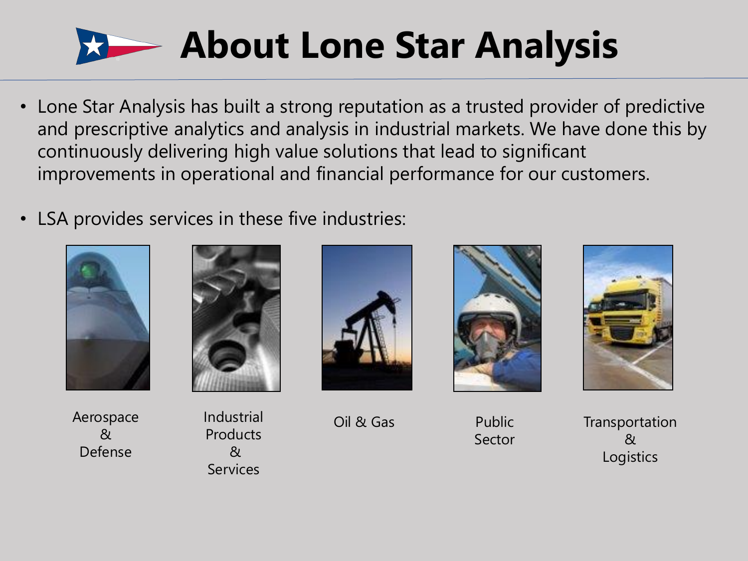# About Lone Star Analysis

- Lone Star Analysis has built a strong reputation as a trusted provider of predictive and prescriptive analytics and analysis in industrial markets. We have done this by continuously delivering high value solutions that lead to significant improvements in operational and financial performance for our customers.

- LSA provides services in these five industries:

Aerospace & Defense

Industrial Products & Services

Oil & Gas

Public Sector

Transportation & Logistics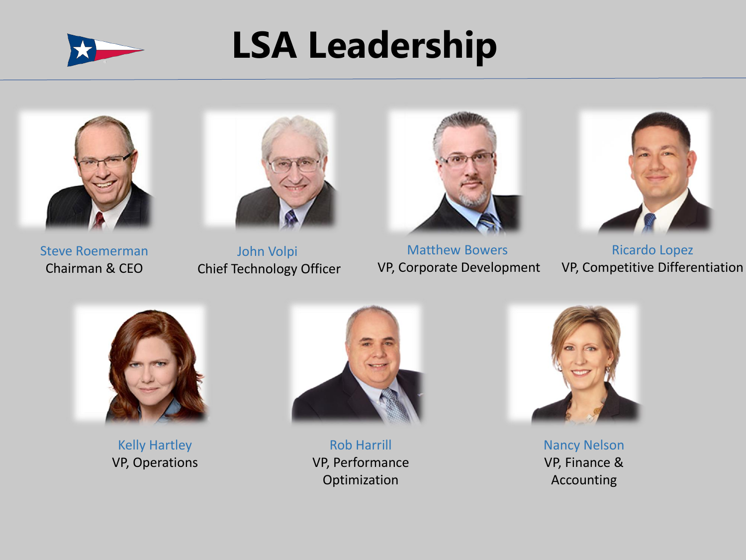# LSA Leadership

**Steve Roemerman**
Chairman & CEO

**John Volpi**
Chief Technology Officer

**Matthew Bowers**
VP, Corporate Development

**Ricardo Lopez**
VP, Competitive Differentiation

**Kelly Hartley**
VP, Operations

**Rob Harrill**
VP, Performance Optimization

**Nancy Nelson**
VP, Finance & Accounting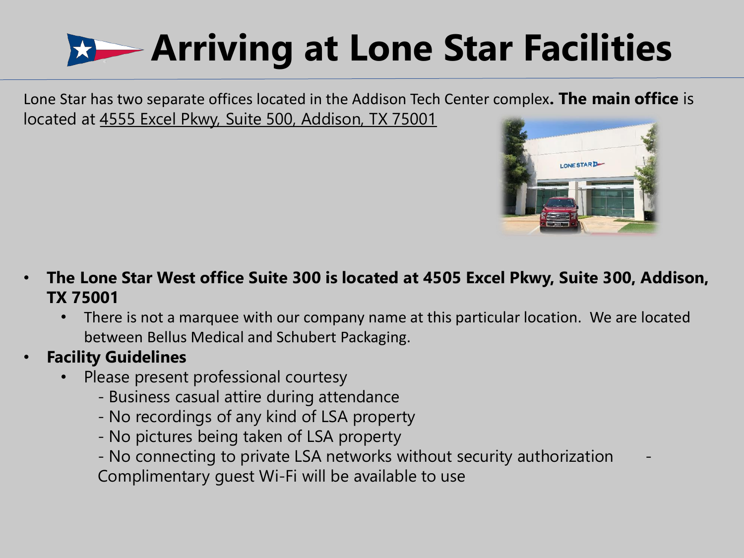# Arriving at Lone Star Facilities

Lone Star has two separate offices located in the Addison Tech Center complex**. The main office** is located at 4555 Excel Pkwy, Suite 500, Addison, TX 75001

- **The Lone Star West office Suite 300 is located at 4505 Excel Pkwy, Suite 300, Addison, TX 75001**
  - There is not a marquee with our company name at this particular location. We are located between Bellus Medical and Schubert Packaging.
- **Facility Guidelines**
  - Please present professional courtesy
    - Business casual attire during attendance
    - No recordings of any kind of LSA property
    - No pictures being taken of LSA property
    - No connecting to private LSA networks without security authorization
    - Complimentary guest Wi-Fi will be available to use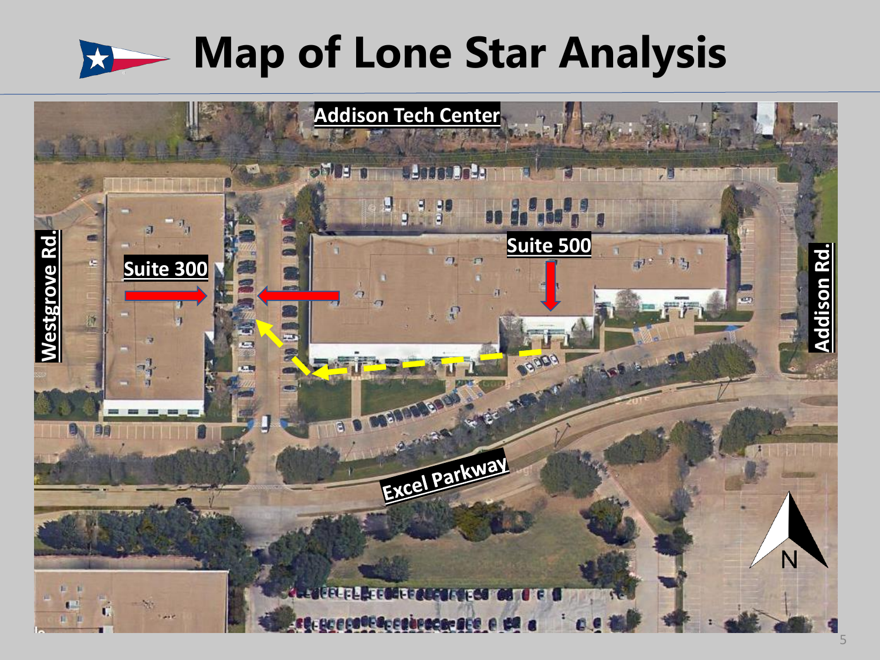# Map of Lone Star Analysis

Addison Tech Center

Westgrove Rd.

Suite 300

Suite 500

Addison Rd.

Excel Parkway

N